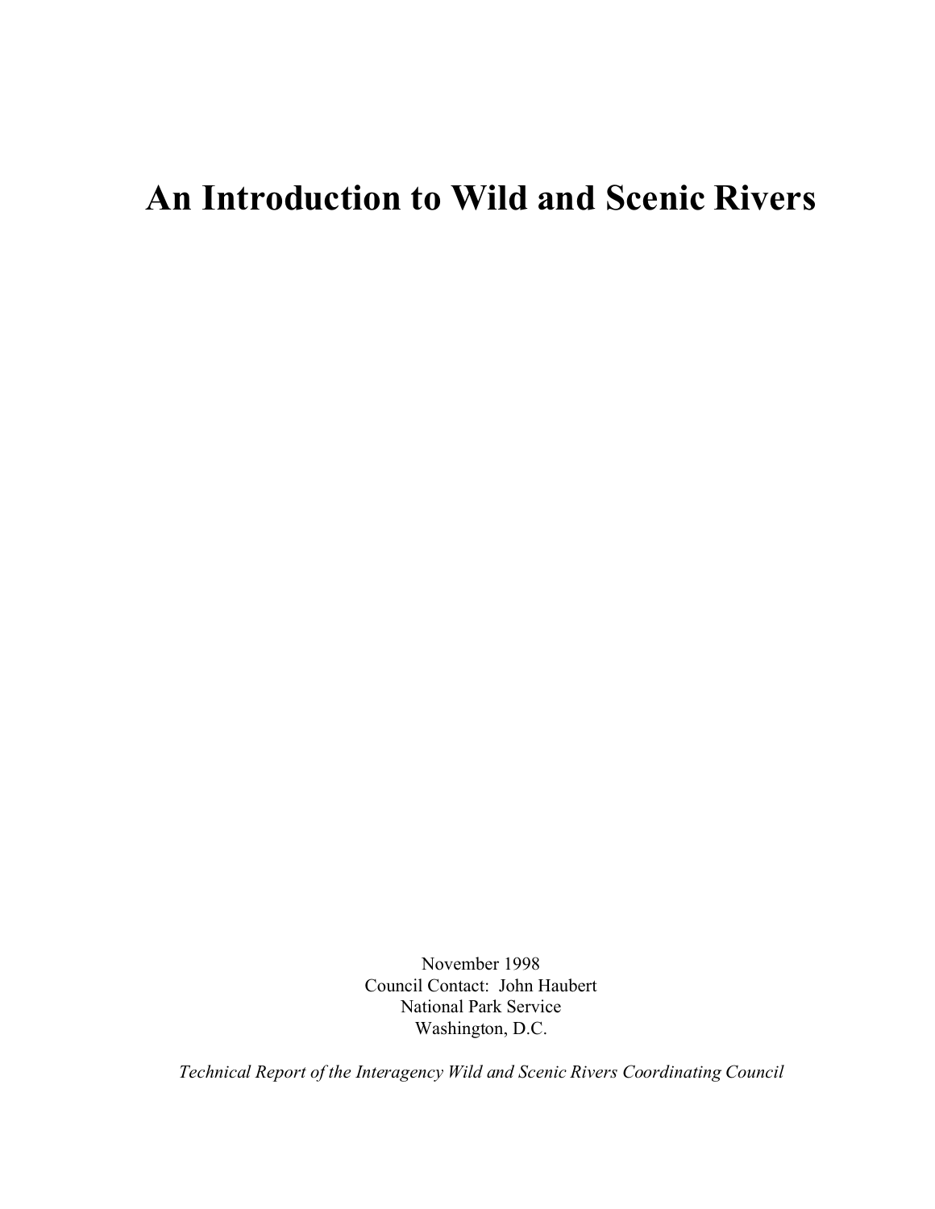# An Introduction to Wild and Scenic Rivers

November 1998
Council Contact: John Haubert
National Park Service
Washington, D.C.

*Technical Report of the Interagency Wild and Scenic Rivers Coordinating Council*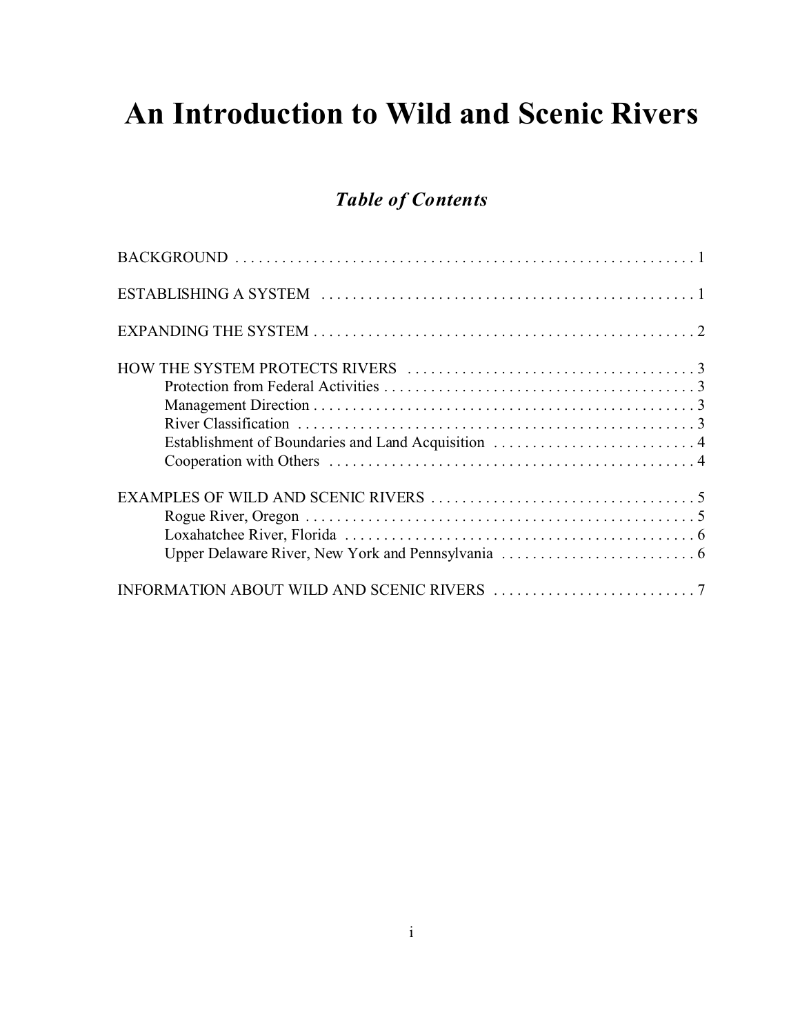# An Introduction to Wild and Scenic Rivers

## *Table of Contents*

BACKGROUND . . . . . . . . . . . . . . . . . . . . . . . . . . . . . . . . . . . . . . . . . . . . . . . . . . . . . . . . . . . . 1

ESTABLISHING A SYSTEM . . . . . . . . . . . . . . . . . . . . . . . . . . . . . . . . . . . . . . . . . . . . . . . . 1

EXPANDING THE SYSTEM . . . . . . . . . . . . . . . . . . . . . . . . . . . . . . . . . . . . . . . . . . . . . . . . . 2

HOW THE SYSTEM PROTECTS RIVERS . . . . . . . . . . . . . . . . . . . . . . . . . . . . . . . . . . . . . 3
- Protection from Federal Activities . . . . . . . . . . . . . . . . . . . . . . . . . . . . . . . . . . . . . . . . 3
- Management Direction . . . . . . . . . . . . . . . . . . . . . . . . . . . . . . . . . . . . . . . . . . . . . . . . . 3
- River Classification . . . . . . . . . . . . . . . . . . . . . . . . . . . . . . . . . . . . . . . . . . . . . . . . . . . 3
- Establishment of Boundaries and Land Acquisition . . . . . . . . . . . . . . . . . . . . . . . . . . 4
- Cooperation with Others . . . . . . . . . . . . . . . . . . . . . . . . . . . . . . . . . . . . . . . . . . . . . . . 4

EXAMPLES OF WILD AND SCENIC RIVERS . . . . . . . . . . . . . . . . . . . . . . . . . . . . . . . . . . 5
- Rogue River, Oregon . . . . . . . . . . . . . . . . . . . . . . . . . . . . . . . . . . . . . . . . . . . . . . . . . . 5
- Loxahatchee River, Florida . . . . . . . . . . . . . . . . . . . . . . . . . . . . . . . . . . . . . . . . . . . . . 6
- Upper Delaware River, New York and Pennsylvania . . . . . . . . . . . . . . . . . . . . . . . . . 6

INFORMATION ABOUT WILD AND SCENIC RIVERS . . . . . . . . . . . . . . . . . . . . . . . . . . 7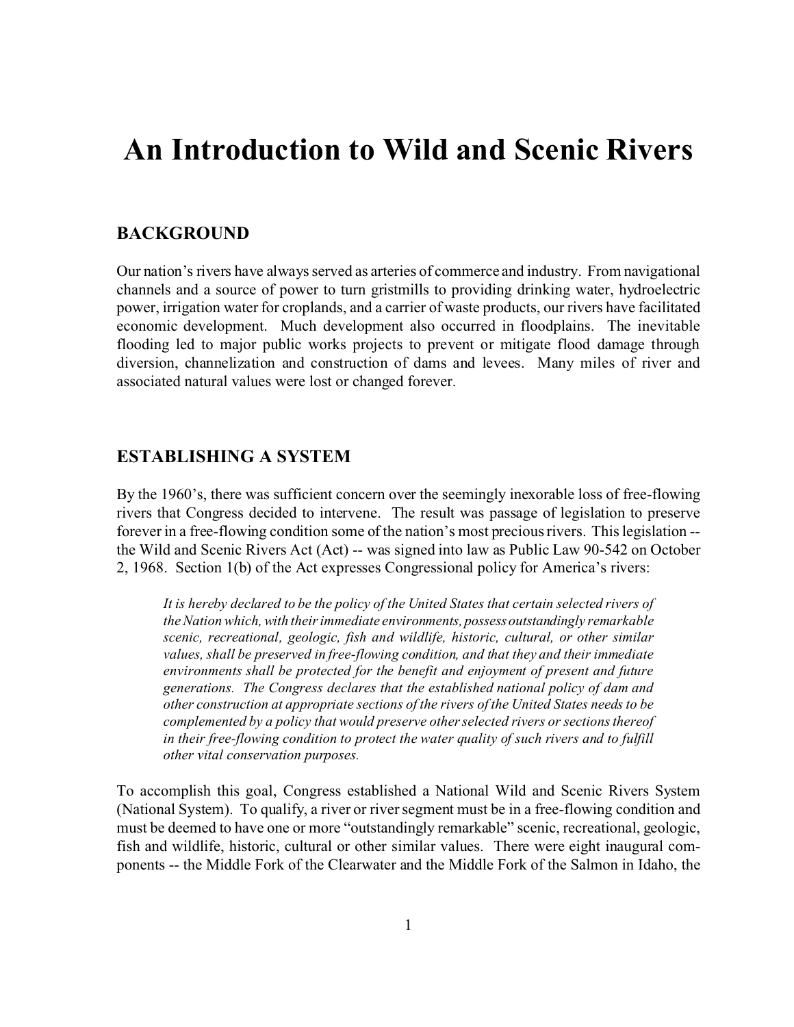# An Introduction to Wild and Scenic Rivers

## BACKGROUND

Our nation's rivers have always served as arteries of commerce and industry. From navigational channels and a source of power to turn gristmills to providing drinking water, hydroelectric power, irrigation water for croplands, and a carrier of waste products, our rivers have facilitated economic development. Much development also occurred in floodplains. The inevitable flooding led to major public works projects to prevent or mitigate flood damage through diversion, channelization and construction of dams and levees. Many miles of river and associated natural values were lost or changed forever.

## ESTABLISHING A SYSTEM

By the 1960's, there was sufficient concern over the seemingly inexorable loss of free-flowing rivers that Congress decided to intervene. The result was passage of legislation to preserve forever in a free-flowing condition some of the nation's most precious rivers. This legislation -- the Wild and Scenic Rivers Act (Act) -- was signed into law as Public Law 90-542 on October 2, 1968. Section 1(b) of the Act expresses Congressional policy for America's rivers:

> *It is hereby declared to be the policy of the United States that certain selected rivers of the Nation which, with their immediate environments, possess outstandingly remarkable scenic, recreational, geologic, fish and wildlife, historic, cultural, or other similar values, shall be preserved in free-flowing condition, and that they and their immediate environments shall be protected for the benefit and enjoyment of present and future generations. The Congress declares that the established national policy of dam and other construction at appropriate sections of the rivers of the United States needs to be complemented by a policy that would preserve other selected rivers or sections thereof in their free-flowing condition to protect the water quality of such rivers and to fulfill other vital conservation purposes.*

To accomplish this goal, Congress established a National Wild and Scenic Rivers System (National System). To qualify, a river or river segment must be in a free-flowing condition and must be deemed to have one or more "outstandingly remarkable" scenic, recreational, geologic, fish and wildlife, historic, cultural or other similar values. There were eight inaugural components -- the Middle Fork of the Clearwater and the Middle Fork of the Salmon in Idaho, the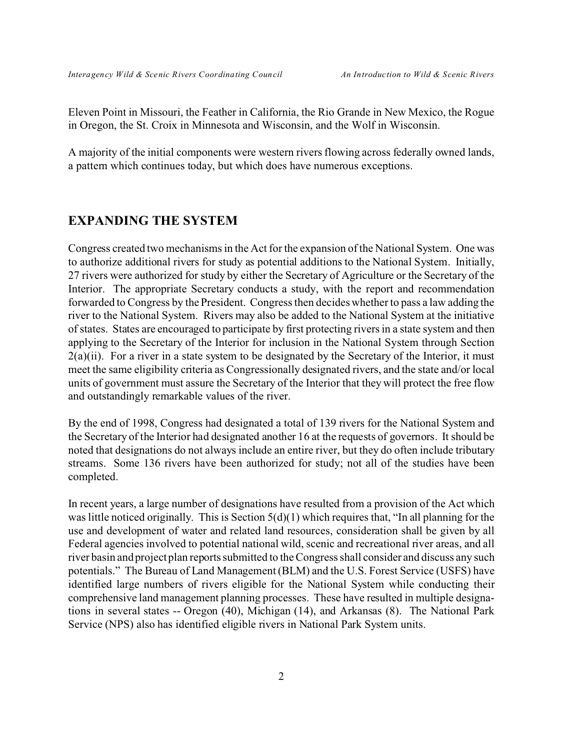Eleven Point in Missouri, the Feather in California, the Rio Grande in New Mexico, the Rogue in Oregon, the St. Croix in Minnesota and Wisconsin, and the Wolf in Wisconsin.

A majority of the initial components were western rivers flowing across federally owned lands, a pattern which continues today, but which does have numerous exceptions.

## EXPANDING THE SYSTEM

Congress created two mechanisms in the Act for the expansion of the National System. One was to authorize additional rivers for study as potential additions to the National System. Initially, 27 rivers were authorized for study by either the Secretary of Agriculture or the Secretary of the Interior. The appropriate Secretary conducts a study, with the report and recommendation forwarded to Congress by the President. Congress then decides whether to pass a law adding the river to the National System. Rivers may also be added to the National System at the initiative of states. States are encouraged to participate by first protecting rivers in a state system and then applying to the Secretary of the Interior for inclusion in the National System through Section 2(a)(ii). For a river in a state system to be designated by the Secretary of the Interior, it must meet the same eligibility criteria as Congressionally designated rivers, and the state and/or local units of government must assure the Secretary of the Interior that they will protect the free flow and outstandingly remarkable values of the river.

By the end of 1998, Congress had designated a total of 139 rivers for the National System and the Secretary of the Interior had designated another 16 at the requests of governors. It should be noted that designations do not always include an entire river, but they do often include tributary streams. Some 136 rivers have been authorized for study; not all of the studies have been completed.

In recent years, a large number of designations have resulted from a provision of the Act which was little noticed originally. This is Section 5(d)(1) which requires that, "In all planning for the use and development of water and related land resources, consideration shall be given by all Federal agencies involved to potential national wild, scenic and recreational river areas, and all river basin and project plan reports submitted to the Congress shall consider and discuss any such potentials." The Bureau of Land Management (BLM) and the U.S. Forest Service (USFS) have identified large numbers of rivers eligible for the National System while conducting their comprehensive land management planning processes. These have resulted in multiple designations in several states -- Oregon (40), Michigan (14), and Arkansas (8). The National Park Service (NPS) also has identified eligible rivers in National Park System units.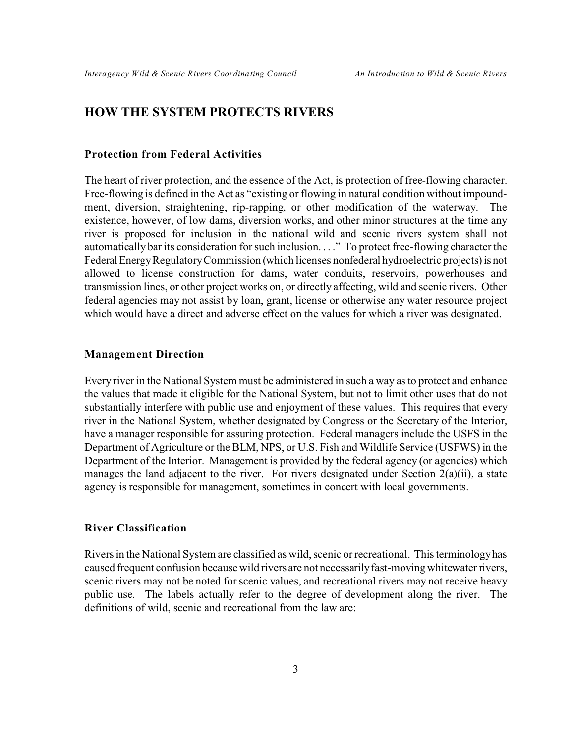## HOW THE SYSTEM PROTECTS RIVERS

### Protection from Federal Activities

The heart of river protection, and the essence of the Act, is protection of free-flowing character. Free-flowing is defined in the Act as "existing or flowing in natural condition without impoundment, diversion, straightening, rip-rapping, or other modification of the waterway. The existence, however, of low dams, diversion works, and other minor structures at the time any river is proposed for inclusion in the national wild and scenic rivers system shall not automatically bar its consideration for such inclusion. . . ." To protect free-flowing character the Federal Energy Regulatory Commission (which licenses nonfederal hydroelectric projects) is not allowed to license construction for dams, water conduits, reservoirs, powerhouses and transmission lines, or other project works on, or directly affecting, wild and scenic rivers. Other federal agencies may not assist by loan, grant, license or otherwise any water resource project which would have a direct and adverse effect on the values for which a river was designated.

### Management Direction

Every river in the National System must be administered in such a way as to protect and enhance the values that made it eligible for the National System, but not to limit other uses that do not substantially interfere with public use and enjoyment of these values. This requires that every river in the National System, whether designated by Congress or the Secretary of the Interior, have a manager responsible for assuring protection. Federal managers include the USFS in the Department of Agriculture or the BLM, NPS, or U.S. Fish and Wildlife Service (USFWS) in the Department of the Interior. Management is provided by the federal agency (or agencies) which manages the land adjacent to the river. For rivers designated under Section 2(a)(ii), a state agency is responsible for management, sometimes in concert with local governments.

### River Classification

Rivers in the National System are classified as wild, scenic or recreational. This terminology has caused frequent confusion because wild rivers are not necessarily fast-moving whitewater rivers, scenic rivers may not be noted for scenic values, and recreational rivers may not receive heavy public use. The labels actually refer to the degree of development along the river. The definitions of wild, scenic and recreational from the law are: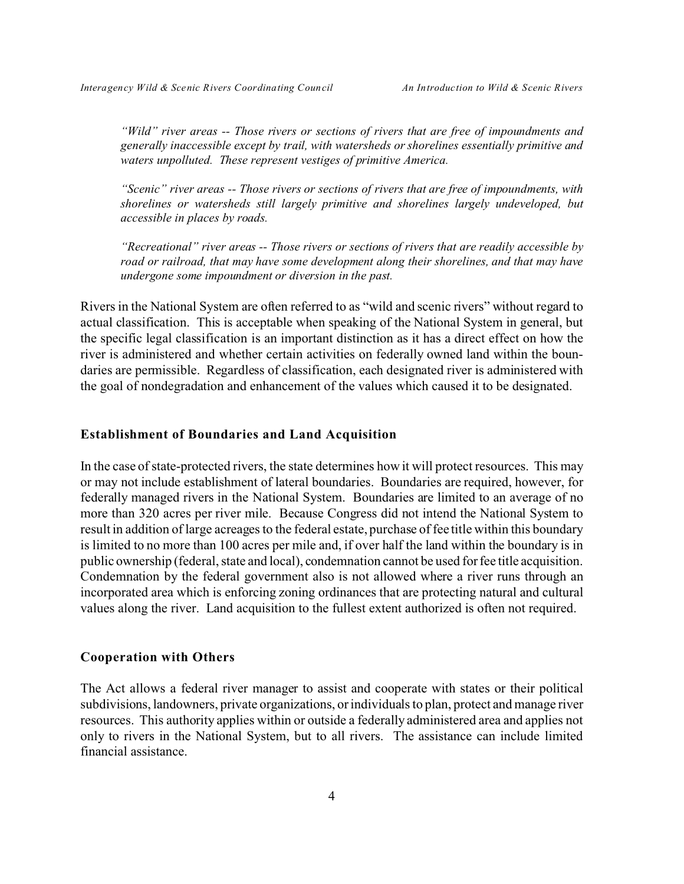*"Wild" river areas -- Those rivers or sections of rivers that are free of impoundments and generally inaccessible except by trail, with watersheds or shorelines essentially primitive and waters unpolluted. These represent vestiges of primitive America.*

*"Scenic" river areas -- Those rivers or sections of rivers that are free of impoundments, with shorelines or watersheds still largely primitive and shorelines largely undeveloped, but accessible in places by roads.*

*"Recreational" river areas -- Those rivers or sections of rivers that are readily accessible by road or railroad, that may have some development along their shorelines, and that may have undergone some impoundment or diversion in the past.*

Rivers in the National System are often referred to as "wild and scenic rivers" without regard to actual classification. This is acceptable when speaking of the National System in general, but the specific legal classification is an important distinction as it has a direct effect on how the river is administered and whether certain activities on federally owned land within the boundaries are permissible. Regardless of classification, each designated river is administered with the goal of nondegradation and enhancement of the values which caused it to be designated.

### Establishment of Boundaries and Land Acquisition

In the case of state-protected rivers, the state determines how it will protect resources. This may or may not include establishment of lateral boundaries. Boundaries are required, however, for federally managed rivers in the National System. Boundaries are limited to an average of no more than 320 acres per river mile. Because Congress did not intend the National System to result in addition of large acreages to the federal estate, purchase of fee title within this boundary is limited to no more than 100 acres per mile and, if over half the land within the boundary is in public ownership (federal, state and local), condemnation cannot be used for fee title acquisition. Condemnation by the federal government also is not allowed where a river runs through an incorporated area which is enforcing zoning ordinances that are protecting natural and cultural values along the river. Land acquisition to the fullest extent authorized is often not required.

### Cooperation with Others

The Act allows a federal river manager to assist and cooperate with states or their political subdivisions, landowners, private organizations, or individuals to plan, protect and manage river resources. This authority applies within or outside a federally administered area and applies not only to rivers in the National System, but to all rivers. The assistance can include limited financial assistance.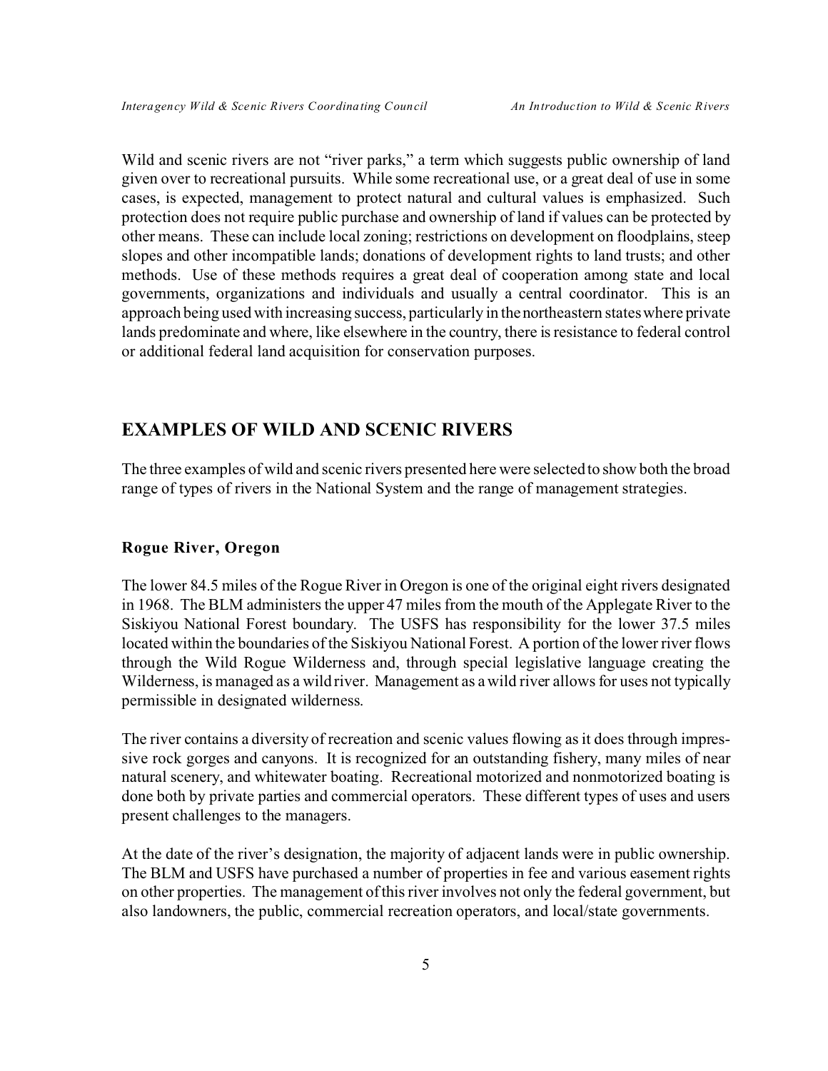Wild and scenic rivers are not "river parks," a term which suggests public ownership of land given over to recreational pursuits. While some recreational use, or a great deal of use in some cases, is expected, management to protect natural and cultural values is emphasized. Such protection does not require public purchase and ownership of land if values can be protected by other means. These can include local zoning; restrictions on development on floodplains, steep slopes and other incompatible lands; donations of development rights to land trusts; and other methods. Use of these methods requires a great deal of cooperation among state and local governments, organizations and individuals and usually a central coordinator. This is an approach being used with increasing success, particularly in the northeastern states where private lands predominate and where, like elsewhere in the country, there is resistance to federal control or additional federal land acquisition for conservation purposes.

## EXAMPLES OF WILD AND SCENIC RIVERS

The three examples of wild and scenic rivers presented here were selected to show both the broad range of types of rivers in the National System and the range of management strategies.

### Rogue River, Oregon

The lower 84.5 miles of the Rogue River in Oregon is one of the original eight rivers designated in 1968. The BLM administers the upper 47 miles from the mouth of the Applegate River to the Siskiyou National Forest boundary. The USFS has responsibility for the lower 37.5 miles located within the boundaries of the Siskiyou National Forest. A portion of the lower river flows through the Wild Rogue Wilderness and, through special legislative language creating the Wilderness, is managed as a wild river. Management as a wild river allows for uses not typically permissible in designated wilderness.

The river contains a diversity of recreation and scenic values flowing as it does through impressive rock gorges and canyons. It is recognized for an outstanding fishery, many miles of near natural scenery, and whitewater boating. Recreational motorized and nonmotorized boating is done both by private parties and commercial operators. These different types of uses and users present challenges to the managers.

At the date of the river's designation, the majority of adjacent lands were in public ownership. The BLM and USFS have purchased a number of properties in fee and various easement rights on other properties. The management of this river involves not only the federal government, but also landowners, the public, commercial recreation operators, and local/state governments.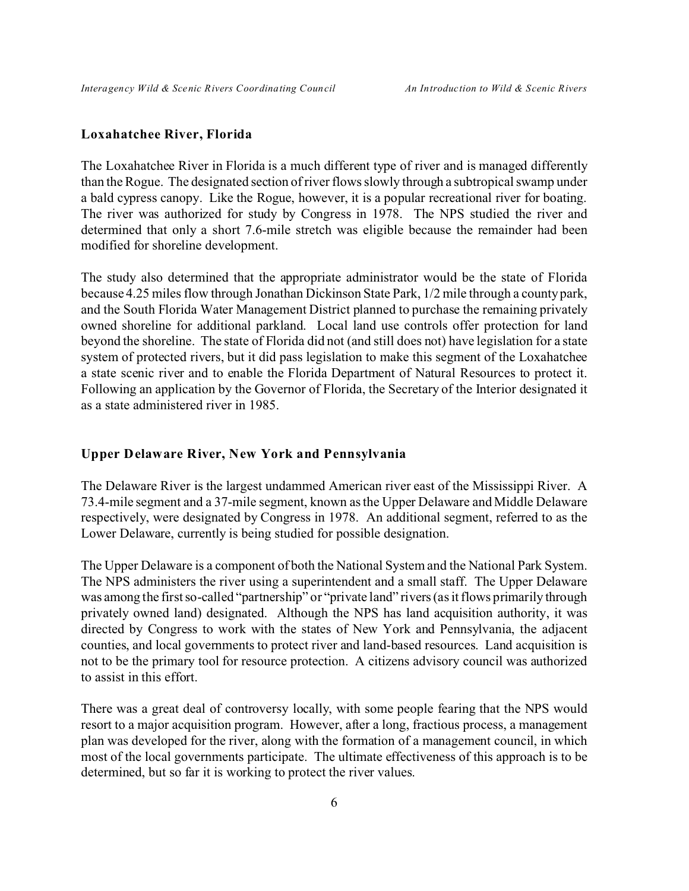### Loxahatchee River, Florida

The Loxahatchee River in Florida is a much different type of river and is managed differently than the Rogue. The designated section of river flows slowly through a subtropical swamp under a bald cypress canopy. Like the Rogue, however, it is a popular recreational river for boating. The river was authorized for study by Congress in 1978. The NPS studied the river and determined that only a short 7.6-mile stretch was eligible because the remainder had been modified for shoreline development.

The study also determined that the appropriate administrator would be the state of Florida because 4.25 miles flow through Jonathan Dickinson State Park, 1/2 mile through a county park, and the South Florida Water Management District planned to purchase the remaining privately owned shoreline for additional parkland. Local land use controls offer protection for land beyond the shoreline. The state of Florida did not (and still does not) have legislation for a state system of protected rivers, but it did pass legislation to make this segment of the Loxahatchee a state scenic river and to enable the Florida Department of Natural Resources to protect it. Following an application by the Governor of Florida, the Secretary of the Interior designated it as a state administered river in 1985.

### Upper Delaware River, New York and Pennsylvania

The Delaware River is the largest undammed American river east of the Mississippi River. A 73.4-mile segment and a 37-mile segment, known as the Upper Delaware and Middle Delaware respectively, were designated by Congress in 1978. An additional segment, referred to as the Lower Delaware, currently is being studied for possible designation.

The Upper Delaware is a component of both the National System and the National Park System. The NPS administers the river using a superintendent and a small staff. The Upper Delaware was among the first so-called "partnership" or "private land" rivers (as it flows primarily through privately owned land) designated. Although the NPS has land acquisition authority, it was directed by Congress to work with the states of New York and Pennsylvania, the adjacent counties, and local governments to protect river and land-based resources. Land acquisition is not to be the primary tool for resource protection. A citizens advisory council was authorized to assist in this effort.

There was a great deal of controversy locally, with some people fearing that the NPS would resort to a major acquisition program. However, after a long, fractious process, a management plan was developed for the river, along with the formation of a management council, in which most of the local governments participate. The ultimate effectiveness of this approach is to be determined, but so far it is working to protect the river values.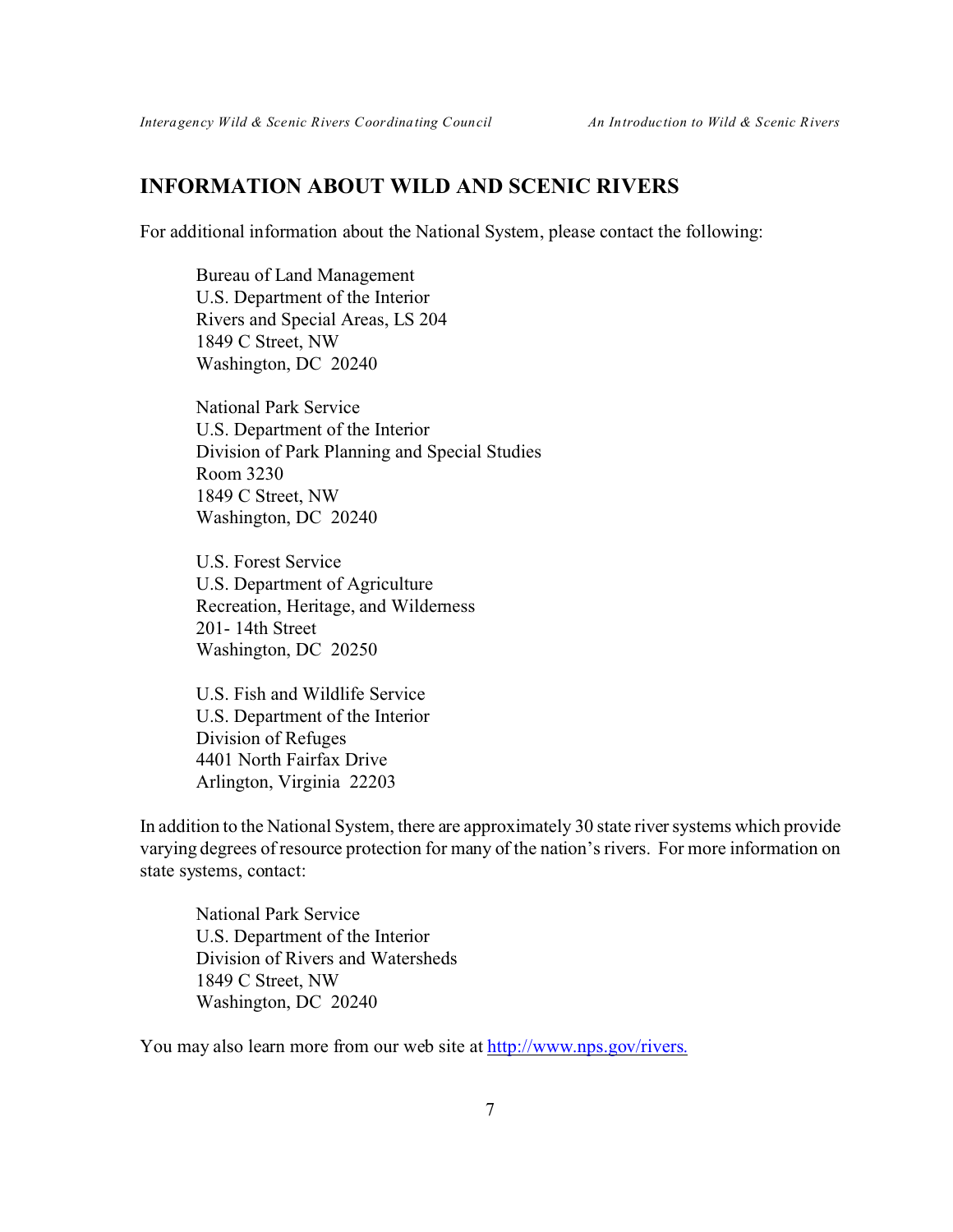## INFORMATION ABOUT WILD AND SCENIC RIVERS

For additional information about the National System, please contact the following:

Bureau of Land Management
U.S. Department of the Interior
Rivers and Special Areas, LS 204
1849 C Street, NW
Washington, DC 20240

National Park Service
U.S. Department of the Interior
Division of Park Planning and Special Studies
Room 3230
1849 C Street, NW
Washington, DC 20240

U.S. Forest Service
U.S. Department of Agriculture
Recreation, Heritage, and Wilderness
201- 14th Street
Washington, DC 20250

U.S. Fish and Wildlife Service
U.S. Department of the Interior
Division of Refuges
4401 North Fairfax Drive
Arlington, Virginia 22203

In addition to the National System, there are approximately 30 state river systems which provide varying degrees of resource protection for many of the nation's rivers. For more information on state systems, contact:

National Park Service
U.S. Department of the Interior
Division of Rivers and Watersheds
1849 C Street, NW
Washington, DC 20240

You may also learn more from our web site at [http://www.nps.gov/rivers.](http://www.nps.gov/rivers)